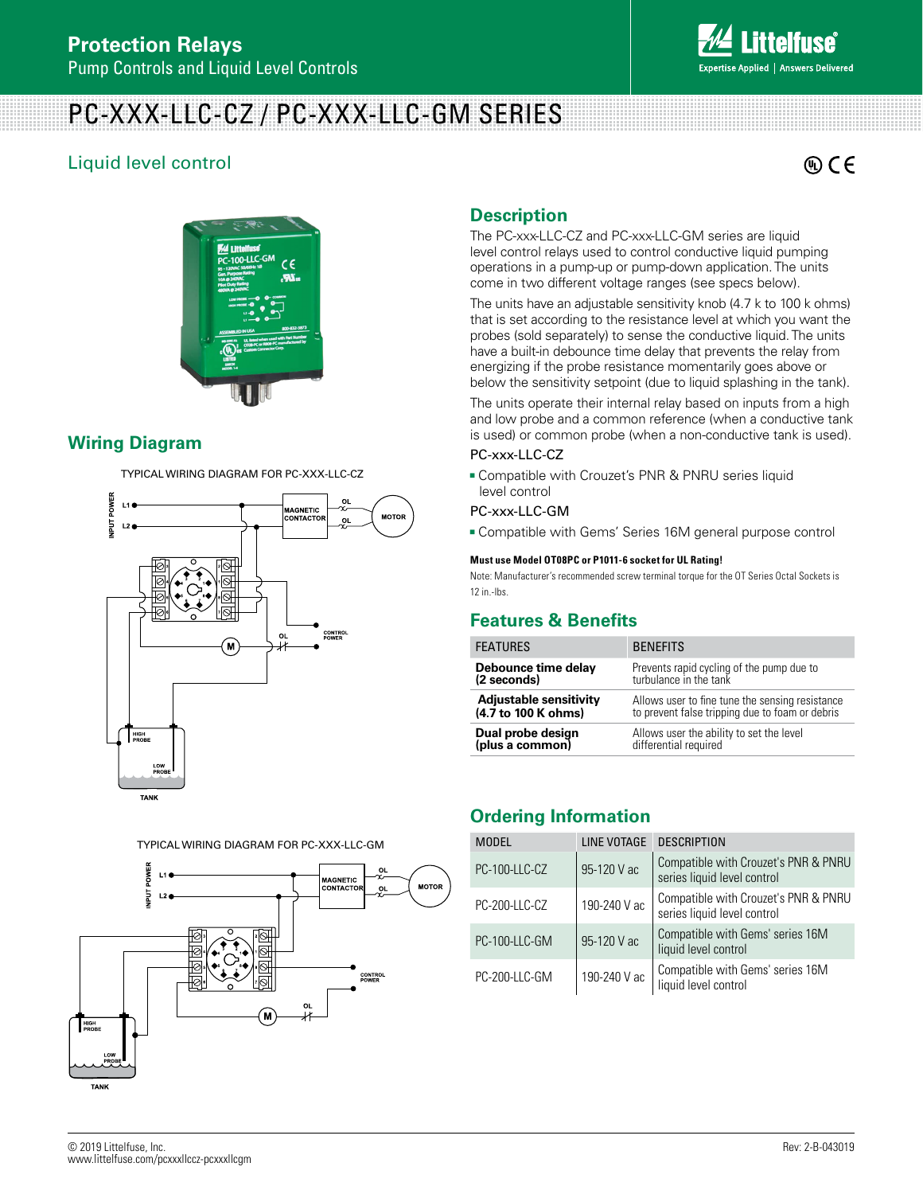# PC-XXX-LLC-CZ / PC-XXX-LLC-GM SERIES

## Liquid level control

## Wiring Diagram

TYPICAL WIRING DIAGRAM FOR PC-XXX-LLC-CZ

TYPICAL WIRING DIAGRAM FOR PC-XXX-LLC-GM

## Description

The PC-xxx-LLC-CZ and PC-xxx-LLC-GM series are liquid level control relays used to control conductive liquid pumping operations in a pump-up or pump-down application. The units come in two different voltage ranges (see specs below).

The units have an adjustable sensitivity knob (4.7 k to 100 k ohms) that is set according to the resistance level at which you want the probes (sold separately) to sense the conductive liquid. The units have a built-in debounce time delay that prevents the relay from energizing if the probe resistance momentarily goes above or below the sensitivity setpoint (due to liquid splashing in the tank).

The units operate their internal relay based on inputs from a high and low probe and a common reference (when a conductive tank is used) or common probe (when a non-conductive tank is used).

PC-xxx-LLC-CZ

- Compatible with Crouzet's PNR & PNRU series liquid level control

PC-xxx-LLC-GM

- Compatible with Gems' Series 16M general purpose control

**Must use Model OT08PC or P1011-6 socket for UL Rating!**

Note: Manufacturer's recommended screw terminal torque for the OT Series Octal Sockets is 12 in.-lbs.

## Features & Benefits

| FEATURES | BENEFITS |
|---|---|
| **Debounce time delay (2 seconds)** | Prevents rapid cycling of the pump due to turbulence in the tank |
| **Adjustable sensitivity (4.7 to 100 K ohms)** | Allows user to fine tune the sensing resistance to prevent false tripping due to foam or debris |
| **Dual probe design (plus a common)** | Allows user the ability to set the level differential required |

## Ordering Information

| MODEL | LINE VOTAGE | DESCRIPTION |
|---|---|---|
| PC-100-LLC-CZ | 95-120 V ac | Compatible with Crouzet's PNR & PNRU series liquid level control |
| PC-200-LLC-CZ | 190-240 V ac | Compatible with Crouzet's PNR & PNRU series liquid level control |
| PC-100-LLC-GM | 95-120 V ac | Compatible with Gems' series 16M liquid level control |
| PC-200-LLC-GM | 190-240 V ac | Compatible with Gems' series 16M liquid level control |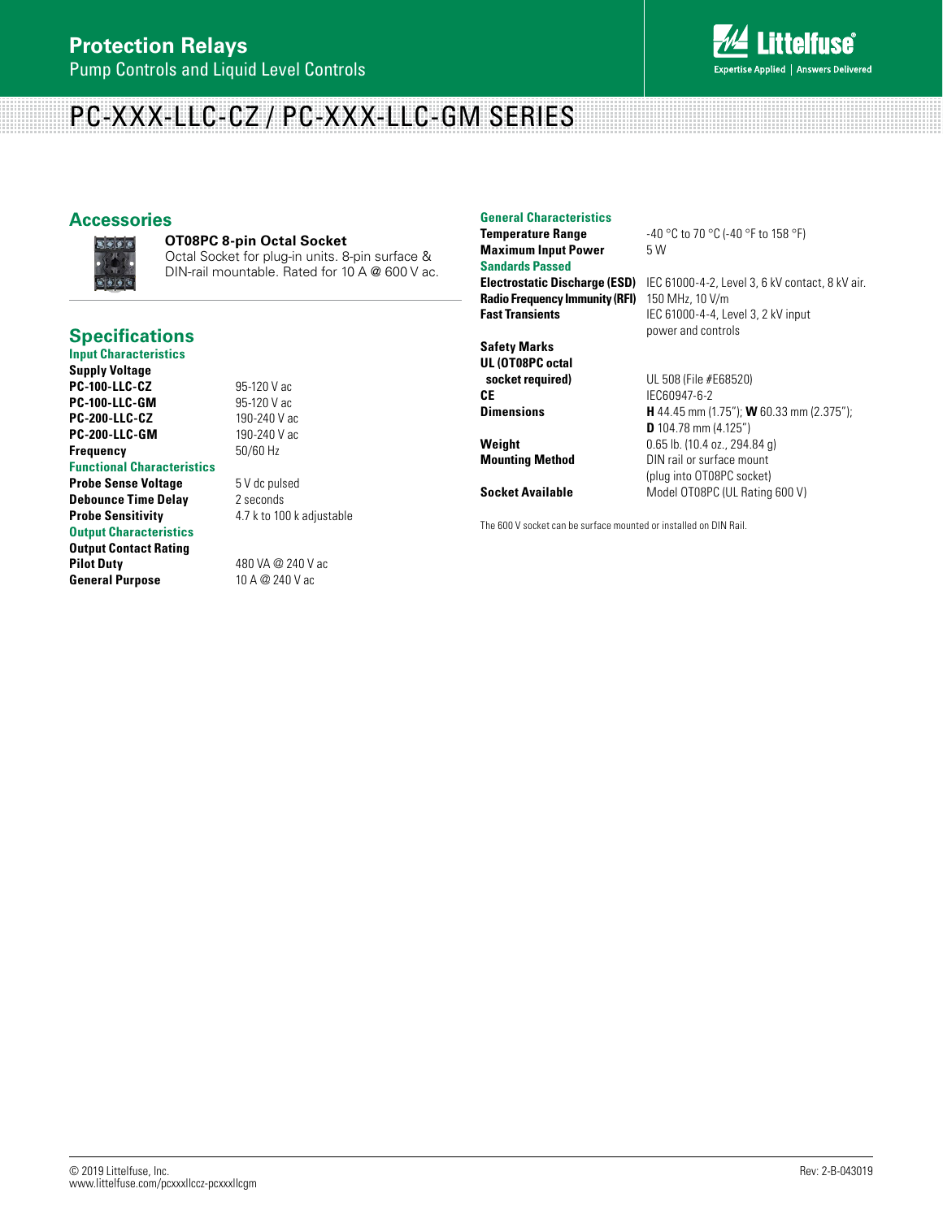# PC-XXX-LLC-CZ / PC-XXX-LLC-GM SERIES

## Accessories

**OT08PC 8-pin Octal Socket**
Octal Socket for plug-in units. 8-pin surface & DIN-rail mountable. Rated for 10 A @ 600 V ac.

## Specifications

### Input Characteristics

| | |
|---|---|
| **Supply Voltage** | |
| **PC-100-LLC-CZ** | 95-120 V ac |
| **PC-100-LLC-GM** | 95-120 V ac |
| **PC-200-LLC-CZ** | 190-240 V ac |
| **PC-200-LLC-GM** | 190-240 V ac |
| **Frequency** | 50/60 Hz |

### Functional Characteristics

| | |
|---|---|
| **Probe Sense Voltage** | 5 V dc pulsed |
| **Debounce Time Delay** | 2 seconds |
| **Probe Sensitivity** | 4.7 k to 100 k adjustable |

### Output Characteristics

| | |
|---|---|
| **Output Contact Rating** | |
| **Pilot Duty** | 480 VA @ 240 V ac |
| **General Purpose** | 10 A @ 240 V ac |

### General Characteristics

| | |
|---|---|
| **Temperature Range** | -40 °C to 70 °C (-40 °F to 158 °F) |
| **Maximum Input Power** | 5 W |

### Sandards Passed

| | |
|---|---|
| **Electrostatic Discharge (ESD)** | IEC 61000-4-2, Level 3, 6 kV contact, 8 kV air. |
| **Radio Frequency Immunity (RFI)** | 150 MHz, 10 V/m |
| **Fast Transients** | IEC 61000-4-4, Level 3, 2 kV input power and controls |
| **Safety Marks** | |
| **UL (OT08PC octal socket required)** | UL 508 (File #E68520) |
| **CE** | IEC60947-6-2 |
| **Dimensions** | **H** 44.45 mm (1.75"); **W** 60.33 mm (2.375"); **D** 104.78 mm (4.125") |
| **Weight** | 0.65 lb. (10.4 oz., 294.84 g) |
| **Mounting Method** | DIN rail or surface mount (plug into OT08PC socket) |
| **Socket Available** | Model OT08PC (UL Rating 600 V) |

The 600 V socket can be surface mounted or installed on DIN Rail.

© 2019 Littelfuse, Inc.
www.littelfuse.com/pcxxxllccz-pcxxxllcgm

Rev: 2-B-043019